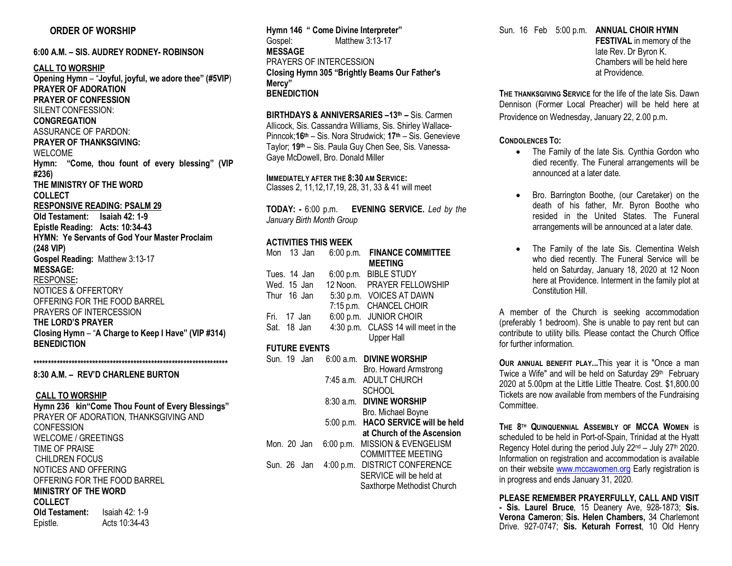## ORDER OF WORSHIP

**6:00 A.M. – SIS. AUDREY RODNEY- ROBINSON**

**CALL TO WORSHIP**
**Opening Hymn** – "**Joyful, joyful, we adore thee" (#5VIP**)
**PRAYER OF ADORATION**
**PRAYER OF CONFESSION**
SILENT CONFESSION:
**CONGREGATION**
ASSURANCE OF PARDON:
**PRAYER OF THANKSGIVING:**
WELCOME
**Hymn: "Come, thou fount of every blessing" (VIP #236)**
**THE MINISTRY OF THE WORD**
**COLLECT**
**RESPONSIVE READING: PSALM 29**
**Old Testament: Isaiah 42: 1-9**
**Epistle Reading: Acts: 10:34-43**
**HYMN: Ye Servants of God Your Master Proclaim (248 VIP)**
**Gospel Reading:** Matthew 3:13-17
**MESSAGE:**
RESPONSE**:**
NOTICES & OFFERTORY
OFFERING FOR THE FOOD BARREL
PRAYERS OF INTERCESSION
**THE LORD'S PRAYER**
**Closing Hymn** – "**A Charge to Keep I Have" (VIP #314)**
**BENEDICTION**

*********************************************************************

**8:30 A.M. – REV'D CHARLENE BURTON**

**CALL TO WORSHIP**
**Hymn 236 kin"Come Thou Fount of Every Blessings"**
PRAYER OF ADORATION, THANKSGIVING AND CONFESSION
WELCOME / GREETINGS
TIME OF PRAISE
CHILDREN FOCUS
NOTICES AND OFFERING
OFFERING FOR THE FOOD BARREL
**MINISTRY OF THE WORD**
**COLLECT**
**Old Testament:** Isaiah 42: 1-9
Epistle. Acts 10:34-43
**Hymn 146 " Come Divine Interpreter"**
Gospel: Matthew 3:13-17
**MESSAGE**
PRAYERS OF INTERCESSION
**Closing Hymn 305 "Brightly Beams Our Father's Mercy"**
**BENEDICTION**

**BIRTHDAYS & ANNIVERSARIES –13th –** Sis. Carmen Allicock, Sis. Cassandra Williams, Sis. Shirley Wallace-Pinncok;**16th** – Sis. Nora Strudwick; **17th** – Sis. Genevieve Taylor; **19th** – Sis. Paula Guy Chen See, Sis. Vanessa-Gaye McDowell, Bro. Donald Miller

**IMMEDIATELY AFTER THE 8:30 AM SERVICE:**
Classes 2, 11,12,17,19, 28, 31, 33 & 41 will meet

**TODAY: -** 6:00 p.m. **EVENING SERVICE.** *Led by the January Birth Month Group*

**ACTIVITIES THIS WEEK**

| | | |
|---|---|---|
| Mon 13 Jan | 6:00 p.m. | **FINANCE COMMITTEE MEETING** |
| Tues. 14 Jan | 6:00 p.m. | BIBLE STUDY |
| Wed. 15 Jan | 12 Noon. | PRAYER FELLOWSHIP |
| Thur 16 Jan | 5:30 p.m. | VOICES AT DAWN |
| | 7:15 p.m. | CHANCEL CHOIR |
| Fri. 17 Jan | 6:00 p.m. | JUNIOR CHOIR |
| Sat. 18 Jan | 4:30 p.m. | CLASS 14 will meet in the Upper Hall |

**FUTURE EVENTS**

| | | |
|---|---|---|
| Sun. 19 Jan | 6:00 a.m. | **DIVINE WORSHIP** Bro. Howard Armstrong |
| | 7:45 a.m. | ADULT CHURCH SCHOOL |
| | 8:30 a.m. | **DIVINE WORSHIP** Bro. Michael Boyne |
| | 5:00 p.m. | **HACO SERVICE will be held at Church of the Ascension** |
| Mon. 20 Jan | 6:00 p.m. | MISSION & EVENGELISM COMMITTEE MEETING |
| Sun. 26 Jan | 4:00 p.m. | DISTRICT CONFERENCE SERVICE will be held at Saxthorpe Methodist Church |
| Sun. 16 Feb | 5:00 p.m. | **ANNUAL CHOIR HYMN FESTIVAL** in memory of the late Rev. Dr Byron K. Chambers will be held here at Providence. |

**THE THANKSGIVING SERVICE** for the life of the late Sis. Dawn Dennison (Former Local Preacher) will be held here at Providence on Wednesday, January 22, 2.00 p.m.

**CONDOLENCES TO:**

- The Family of the late Sis. Cynthia Gordon who died recently. The Funeral arrangements will be announced at a later date.
- Bro. Barrington Boothe, (our Caretaker) on the death of his father, Mr. Byron Boothe who resided in the United States. The Funeral arrangements will be announced at a later date.
- The Family of the late Sis. Clementina Welsh who died recently. The Funeral Service will be held on Saturday, January 18, 2020 at 12 Noon here at Providence. Interment in the family plot at Constitution Hill.

A member of the Church is seeking accommodation (preferably 1 bedroom). She is unable to pay rent but can contribute to utility bills. Please contact the Church Office for further information.

**OUR ANNUAL BENEFIT PLAY...**This year it is "Once a man Twice a Wife" and will be held on Saturday 29th February 2020 at 5.00pm at the Little Little Theatre. Cost. $1,800.00 Tickets are now available from members of the Fundraising Committee.

**THE 8TH QUINQUENNIAL ASSEMBLY OF MCCA WOMEN** is scheduled to be held in Port-of-Spain, Trinidad at the Hyatt Regency Hotel during the period July 22nd – July 27th 2020. Information on registration and accommodation is available on their website www.mccawomen.org Early registration is in progress and ends January 31, 2020.

**PLEASE REMEMBER PRAYERFULLY, CALL AND VISIT - Sis. Laurel Bruce**, 15 Deanery Ave, 928-1873; **Sis. Verona Cameron**; **Sis. Helen Chambers,** 34 Charlemont Drive. 927-0747; **Sis. Keturah Forrest**, 10 Old Henry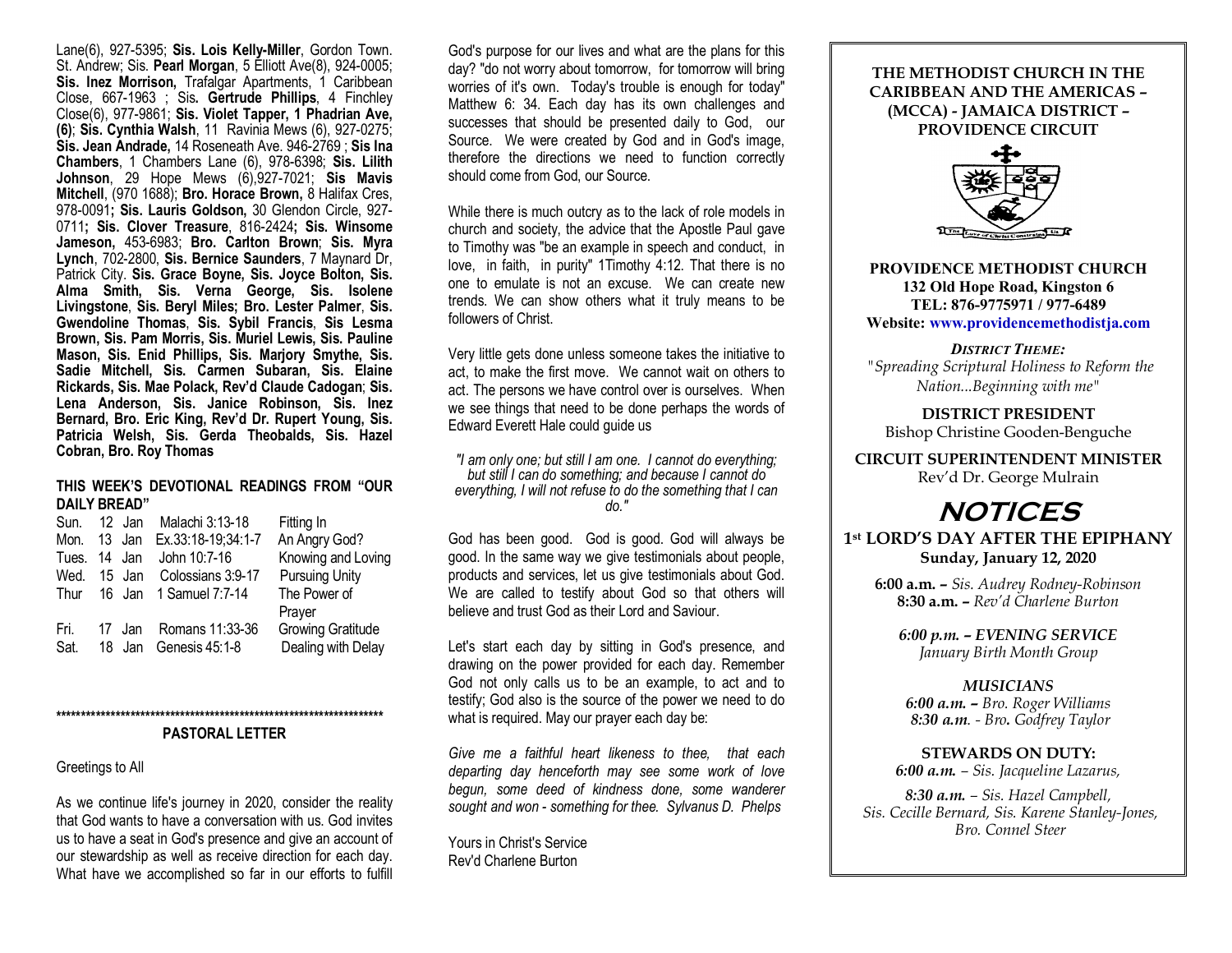Lane(6), 927-5395; **Sis. Lois Kelly-Miller**, Gordon Town. St. Andrew; Sis. **Pearl Morgan**, 5 Elliott Ave(8), 924-0005; **Sis. Inez Morrison,** Trafalgar Apartments, 1 Caribbean Close, 667-1963 ; Sis**. Gertrude Phillips**, 4 Finchley Close(6), 977-9861; **Sis. Violet Tapper, 1 Phadrian Ave, (6)**; **Sis. Cynthia Walsh**, 11 Ravinia Mews (6), 927-0275; **Sis. Jean Andrade,** 14 Roseneath Ave. 946-2769 ; **Sis Ina Chambers**, 1 Chambers Lane (6), 978-6398; **Sis. Lilith Johnson**, 29 Hope Mews (6),927-7021; **Sis Mavis Mitchell**, (970 1688); **Bro. Horace Brown,** 8 Halifax Cres, 978-0091**; Sis. Lauris Goldson,** 30 Glendon Circle, 927-0711**; Sis. Clover Treasure**, 816-2424**; Sis. Winsome Jameson,** 453-6983; **Bro. Carlton Brown**; **Sis. Myra Lynch**, 702-2800, **Sis. Bernice Saunders**, 7 Maynard Dr, Patrick City. **Sis. Grace Boyne, Sis. Joyce Bolton, Sis. Alma Smith, Sis. Verna George, Sis. Isolene Livingstone**, **Sis. Beryl Miles; Bro. Lester Palmer**, **Sis. Gwendoline Thomas**, **Sis. Sybil Francis**, **Sis Lesma Brown, Sis. Pam Morris, Sis. Muriel Lewis, Sis. Pauline Mason, Sis. Enid Phillips, Sis. Marjory Smythe, Sis. Sadie Mitchell, Sis. Carmen Subaran, Sis. Elaine Rickards, Sis. Mae Polack, Rev'd Claude Cadogan**; **Sis. Lena Anderson, Sis. Janice Robinson, Sis. Inez Bernard, Bro. Eric King, Rev'd Dr. Rupert Young, Sis. Patricia Welsh, Sis. Gerda Theobalds, Sis. Hazel Cobran, Bro. Roy Thomas**

**THIS WEEK'S DEVOTIONAL READINGS FROM "OUR DAILY BREAD"**

| | | | | |
|---|---|---|---|---|
| Sun. | 12 | Jan | Malachi 3:13-18 | Fitting In |
| Mon. | 13 | Jan | Ex.33:18-19;34:1-7 | An Angry God? |
| Tues. | 14 | Jan | John 10:7-16 | Knowing and Loving |
| Wed. | 15 | Jan | Colossians 3:9-17 | Pursuing Unity |
| Thur | 16 | Jan | 1 Samuel 7:7-14 | The Power of Prayer |
| Fri. | 17 | Jan | Romans 11:33-36 | Growing Gratitude |
| Sat. | 18 | Jan | Genesis 45:1-8 | Dealing with Delay |

**********************************************************************

**PASTORAL LETTER**

Greetings to All

As we continue life's journey in 2020, consider the reality that God wants to have a conversation with us. God invites us to have a seat in God's presence and give an account of our stewardship as well as receive direction for each day. What have we accomplished so far in our efforts to fulfill God's purpose for our lives and what are the plans for this day? "do not worry about tomorrow, for tomorrow will bring worries of it's own. Today's trouble is enough for today" Matthew 6: 34. Each day has its own challenges and successes that should be presented daily to God, our Source. We were created by God and in God's image, therefore the directions we need to function correctly should come from God, our Source.

While there is much outcry as to the lack of role models in church and society, the advice that the Apostle Paul gave to Timothy was "be an example in speech and conduct, in love, in faith, in purity" 1Timothy 4:12. That there is no one to emulate is not an excuse. We can create new trends. We can show others what it truly means to be followers of Christ.

Very little gets done unless someone takes the initiative to act, to make the first move. We cannot wait on others to act. The persons we have control over is ourselves. When we see things that need to be done perhaps the words of Edward Everett Hale could guide us

*"I am only one; but still I am one. I cannot do everything; but still I can do something; and because I cannot do everything, I will not refuse to do the something that I can do."*

God has been good. God is good. God will always be good. In the same way we give testimonials about people, products and services, let us give testimonials about God. We are called to testify about God so that others will believe and trust God as their Lord and Saviour.

Let's start each day by sitting in God's presence, and drawing on the power provided for each day. Remember God not only calls us to be an example, to act and to testify; God also is the source of the power we need to do what is required. May our prayer each day be:

*Give me a faithful heart likeness to thee, that each departing day henceforth may see some work of love begun, some deed of kindness done, some wanderer sought and won - something for thee. Sylvanus D. Phelps*

Yours in Christ's Service
Rev'd Charlene Burton

**THE METHODIST CHURCH IN THE CARIBBEAN AND THE AMERICAS – (MCCA) - JAMAICA DISTRICT – PROVIDENCE CIRCUIT**

**PROVIDENCE METHODIST CHURCH**
**132 Old Hope Road, Kingston 6**
**TEL: 876-9775971 / 977-6489**
**Website: www.providencemethodistja.com**

***DISTRICT THEME:***
*"Spreading Scriptural Holiness to Reform the Nation...Beginning with me"*

**DISTRICT PRESIDENT**
Bishop Christine Gooden-Benguche

**CIRCUIT SUPERINTENDENT MINISTER**
Rev'd Dr. George Mulrain

# NOTICES

**1st LORD'S DAY AFTER THE EPIPHANY**
**Sunday, January 12, 2020**

**6:00 a.m. –** *Sis. Audrey Rodney-Robinson*
**8:30 a.m. –** *Rev'd Charlene Burton*

*6:00 p.m. – EVENING SERVICE*
*January Birth Month Group*

***MUSICIANS***
***6:00 a.m. –*** *Bro. Roger Williams*
***8:30 a.m****. - Bro. Godfrey Taylor*

**STEWARDS ON DUTY:**
***6:00 a.m.*** *– Sis. Jacqueline Lazarus,*

***8:30 a.m.*** *– Sis. Hazel Campbell, Sis. Cecille Bernard, Sis. Karene Stanley-Jones, Bro. Connel Steer*